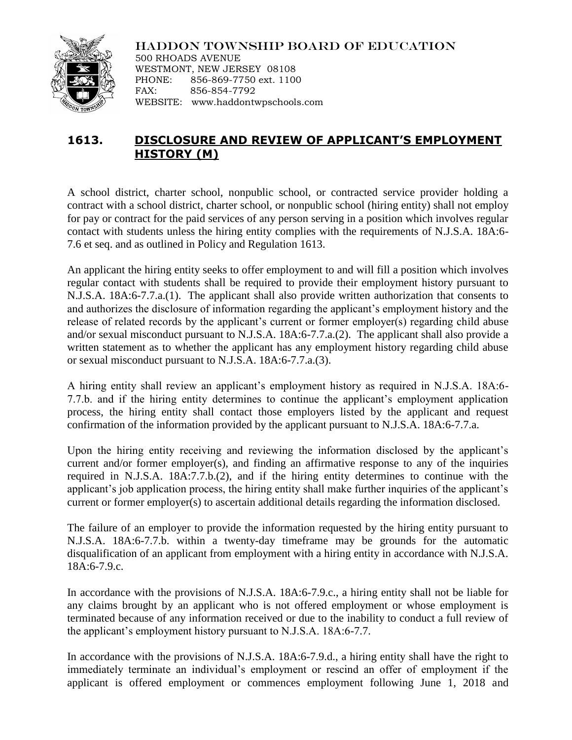HADDON TOWNSHIP BOARD OF EDUCATION
500 RHOADS AVENUE
WESTMONT, NEW JERSEY 08108
PHONE: 856-869-7750 ext. 1100
FAX: 856-854-7792
WEBSITE: www.haddontwpschools.com

# 1613. DISCLOSURE AND REVIEW OF APPLICANT'S EMPLOYMENT HISTORY (M)

A school district, charter school, nonpublic school, or contracted service provider holding a contract with a school district, charter school, or nonpublic school (hiring entity) shall not employ for pay or contract for the paid services of any person serving in a position which involves regular contact with students unless the hiring entity complies with the requirements of N.J.S.A. 18A:6-7.6 et seq. and as outlined in Policy and Regulation 1613.

An applicant the hiring entity seeks to offer employment to and will fill a position which involves regular contact with students shall be required to provide their employment history pursuant to N.J.S.A. 18A:6-7.7.a.(1). The applicant shall also provide written authorization that consents to and authorizes the disclosure of information regarding the applicant's employment history and the release of related records by the applicant's current or former employer(s) regarding child abuse and/or sexual misconduct pursuant to N.J.S.A. 18A:6-7.7.a.(2). The applicant shall also provide a written statement as to whether the applicant has any employment history regarding child abuse or sexual misconduct pursuant to N.J.S.A. 18A:6-7.7.a.(3).

A hiring entity shall review an applicant's employment history as required in N.J.S.A. 18A:6-7.7.b. and if the hiring entity determines to continue the applicant's employment application process, the hiring entity shall contact those employers listed by the applicant and request confirmation of the information provided by the applicant pursuant to N.J.S.A. 18A:6-7.7.a.

Upon the hiring entity receiving and reviewing the information disclosed by the applicant's current and/or former employer(s), and finding an affirmative response to any of the inquiries required in N.J.S.A. 18A:7.7.b.(2), and if the hiring entity determines to continue with the applicant's job application process, the hiring entity shall make further inquiries of the applicant's current or former employer(s) to ascertain additional details regarding the information disclosed.

The failure of an employer to provide the information requested by the hiring entity pursuant to N.J.S.A. 18A:6-7.7.b. within a twenty-day timeframe may be grounds for the automatic disqualification of an applicant from employment with a hiring entity in accordance with N.J.S.A. 18A:6-7.9.c.

In accordance with the provisions of N.J.S.A. 18A:6-7.9.c., a hiring entity shall not be liable for any claims brought by an applicant who is not offered employment or whose employment is terminated because of any information received or due to the inability to conduct a full review of the applicant's employment history pursuant to N.J.S.A. 18A:6-7.7.

In accordance with the provisions of N.J.S.A. 18A:6-7.9.d., a hiring entity shall have the right to immediately terminate an individual's employment or rescind an offer of employment if the applicant is offered employment or commences employment following June 1, 2018 and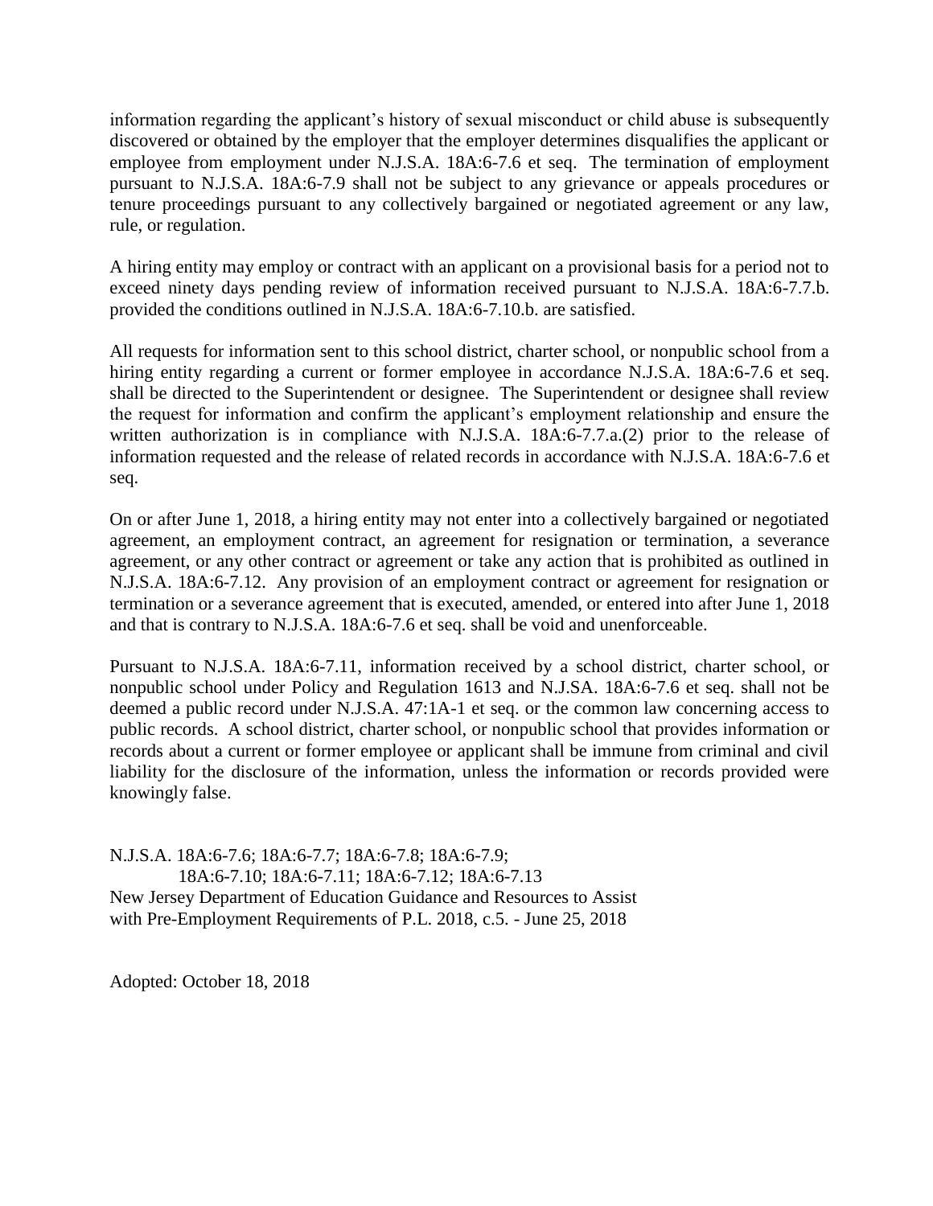information regarding the applicant's history of sexual misconduct or child abuse is subsequently discovered or obtained by the employer that the employer determines disqualifies the applicant or employee from employment under N.J.S.A. 18A:6-7.6 et seq. The termination of employment pursuant to N.J.S.A. 18A:6-7.9 shall not be subject to any grievance or appeals procedures or tenure proceedings pursuant to any collectively bargained or negotiated agreement or any law, rule, or regulation.

A hiring entity may employ or contract with an applicant on a provisional basis for a period not to exceed ninety days pending review of information received pursuant to N.J.S.A. 18A:6-7.7.b. provided the conditions outlined in N.J.S.A. 18A:6-7.10.b. are satisfied.

All requests for information sent to this school district, charter school, or nonpublic school from a hiring entity regarding a current or former employee in accordance N.J.S.A. 18A:6-7.6 et seq. shall be directed to the Superintendent or designee. The Superintendent or designee shall review the request for information and confirm the applicant's employment relationship and ensure the written authorization is in compliance with N.J.S.A. 18A:6-7.7.a.(2) prior to the release of information requested and the release of related records in accordance with N.J.S.A. 18A:6-7.6 et seq.

On or after June 1, 2018, a hiring entity may not enter into a collectively bargained or negotiated agreement, an employment contract, an agreement for resignation or termination, a severance agreement, or any other contract or agreement or take any action that is prohibited as outlined in N.J.S.A. 18A:6-7.12. Any provision of an employment contract or agreement for resignation or termination or a severance agreement that is executed, amended, or entered into after June 1, 2018 and that is contrary to N.J.S.A. 18A:6-7.6 et seq. shall be void and unenforceable.

Pursuant to N.J.S.A. 18A:6-7.11, information received by a school district, charter school, or nonpublic school under Policy and Regulation 1613 and N.J.SA. 18A:6-7.6 et seq. shall not be deemed a public record under N.J.S.A. 47:1A-1 et seq. or the common law concerning access to public records. A school district, charter school, or nonpublic school that provides information or records about a current or former employee or applicant shall be immune from criminal and civil liability for the disclosure of the information, unless the information or records provided were knowingly false.

N.J.S.A. 18A:6-7.6; 18A:6-7.7; 18A:6-7.8; 18A:6-7.9;
18A:6-7.10; 18A:6-7.11; 18A:6-7.12; 18A:6-7.13
New Jersey Department of Education Guidance and Resources to Assist with Pre-Employment Requirements of P.L. 2018, c.5. - June 25, 2018

Adopted: October 18, 2018